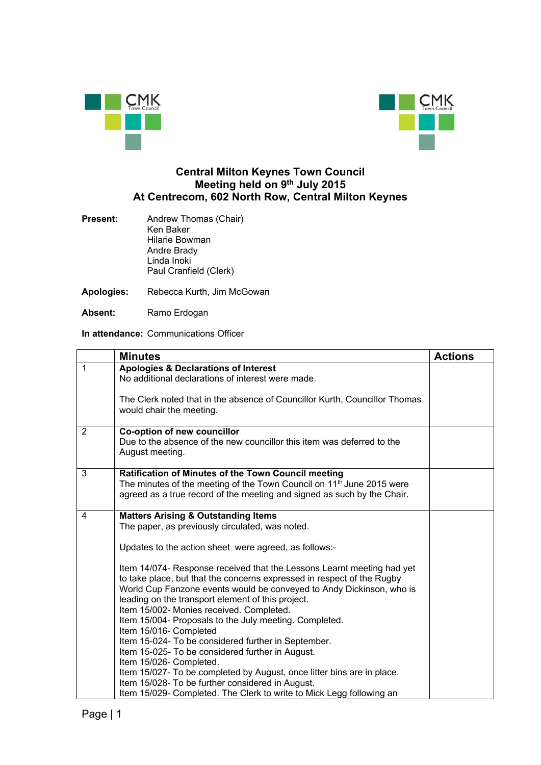# Central Milton Keynes Town Council
## Meeting held on 9th July 2015
## At Centrecom, 602 North Row, Central Milton Keynes

**Present:** Andrew Thomas (Chair)
Ken Baker
Hilarie Bowman
Andre Brady
Linda Inoki
Paul Cranfield (Clerk)

**Apologies:** Rebecca Kurth, Jim McGowan

**Absent:** Ramo Erdogan

**In attendance:** Communications Officer

| | Minutes | Actions |
|---|---|---|
| 1 | **Apologies & Declarations of Interest**<br>No additional declarations of interest were made.<br><br>The Clerk noted that in the absence of Councillor Kurth, Councillor Thomas would chair the meeting. | |
| 2 | **Co-option of new councillor**<br>Due to the absence of the new councillor this item was deferred to the August meeting. | |
| 3 | **Ratification of Minutes of the Town Council meeting**<br>The minutes of the meeting of the Town Council on 11th June 2015 were agreed as a true record of the meeting and signed as such by the Chair. | |
| 4 | **Matters Arising & Outstanding Items**<br>The paper, as previously circulated, was noted.<br><br>Updates to the action sheet were agreed, as follows:-<br><br>Item 14/074- Response received that the Lessons Learnt meeting had yet to take place, but that the concerns expressed in respect of the Rugby World Cup Fanzone events would be conveyed to Andy Dickinson, who is leading on the transport element of this project.<br>Item 15/002- Monies received. Completed.<br>Item 15/004- Proposals to the July meeting. Completed.<br>Item 15/016- Completed<br>Item 15-024- To be considered further in September.<br>Item 15-025- To be considered further in August.<br>Item 15/026- Completed.<br>Item 15/027- To be completed by August, once litter bins are in place.<br>Item 15/028- To be further considered in August.<br>Item 15/029- Completed. The Clerk to write to Mick Legg following an | |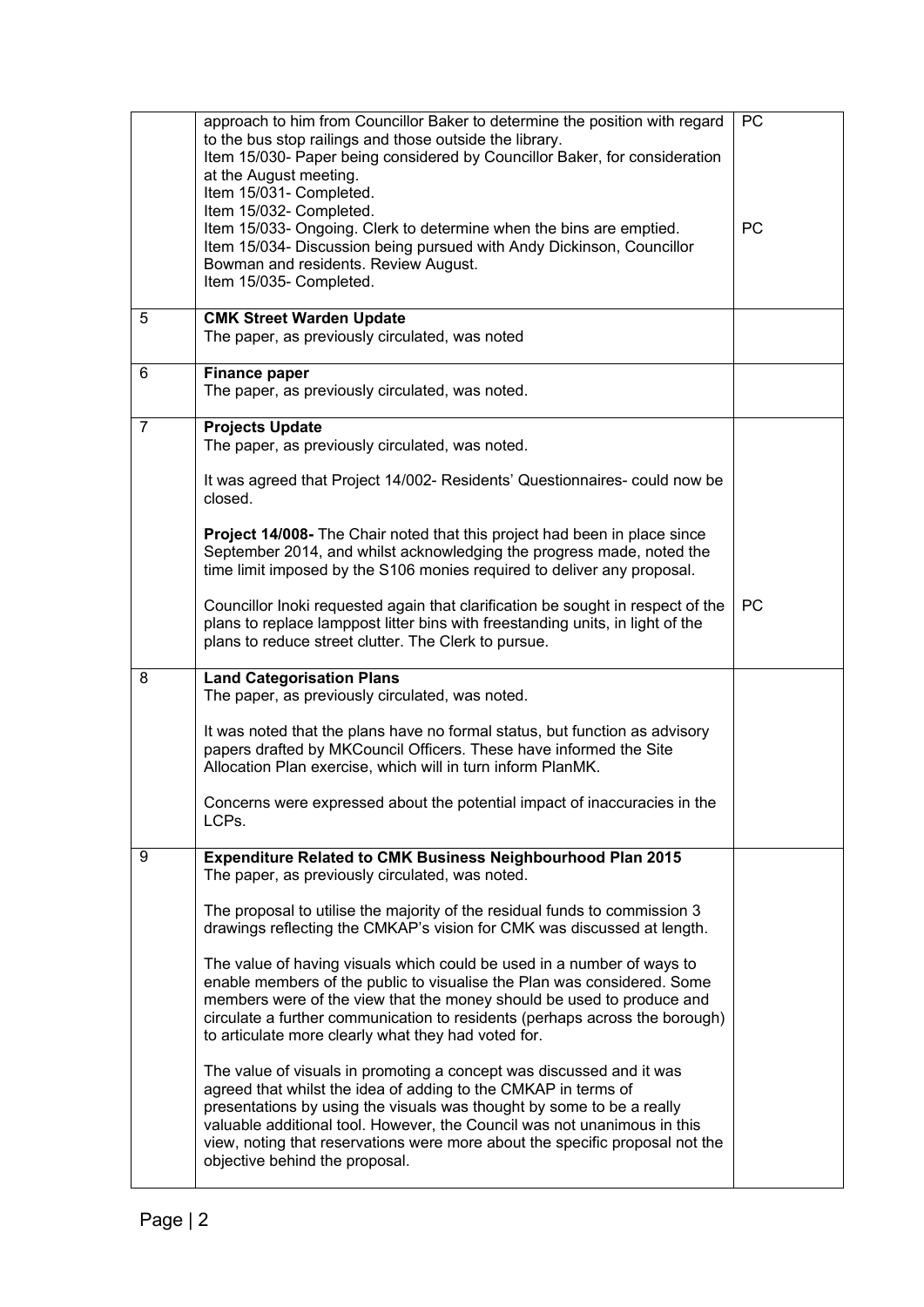|  |  |  |
|---|---|---|
|  | approach to him from Councillor Baker to determine the position with regard to the bus stop railings and those outside the library.<br>Item 15/030- Paper being considered by Councillor Baker, for consideration at the August meeting.<br>Item 15/031- Completed.<br>Item 15/032- Completed.<br>Item 15/033- Ongoing. Clerk to determine when the bins are emptied.<br>Item 15/034- Discussion being pursued with Andy Dickinson, Councillor Bowman and residents. Review August.<br>Item 15/035- Completed. | PC<br><br><br><br><br>PC |
| 5 | **CMK Street Warden Update**<br>The paper, as previously circulated, was noted |  |
| 6 | **Finance paper**<br>The paper, as previously circulated, was noted. |  |
| 7 | **Projects Update**<br>The paper, as previously circulated, was noted.<br><br>It was agreed that Project 14/002- Residents' Questionnaires- could now be closed.<br><br>**Project 14/008-** The Chair noted that this project had been in place since September 2014, and whilst acknowledging the progress made, noted the time limit imposed by the S106 monies required to deliver any proposal.<br><br>Councillor Inoki requested again that clarification be sought in respect of the plans to replace lamppost litter bins with freestanding units, in light of the plans to reduce street clutter. The Clerk to pursue. | <br><br><br><br><br><br><br><br><br>PC |
| 8 | **Land Categorisation Plans**<br>The paper, as previously circulated, was noted.<br><br>It was noted that the plans have no formal status, but function as advisory papers drafted by MKCouncil Officers. These have informed the Site Allocation Plan exercise, which will in turn inform PlanMK.<br><br>Concerns were expressed about the potential impact of inaccuracies in the LCPs. |  |
| 9 | **Expenditure Related to CMK Business Neighbourhood Plan 2015**<br>The paper, as previously circulated, was noted.<br><br>The proposal to utilise the majority of the residual funds to commission 3 drawings reflecting the CMKAP's vision for CMK was discussed at length.<br><br>The value of having visuals which could be used in a number of ways to enable members of the public to visualise the Plan was considered. Some members were of the view that the money should be used to produce and circulate a further communication to residents (perhaps across the borough) to articulate more clearly what they had voted for.<br><br>The value of visuals in promoting a concept was discussed and it was agreed that whilst the idea of adding to the CMKAP in terms of presentations by using the visuals was thought by some to be a really valuable additional tool. However, the Council was not unanimous in this view, noting that reservations were more about the specific proposal not the objective behind the proposal. |  |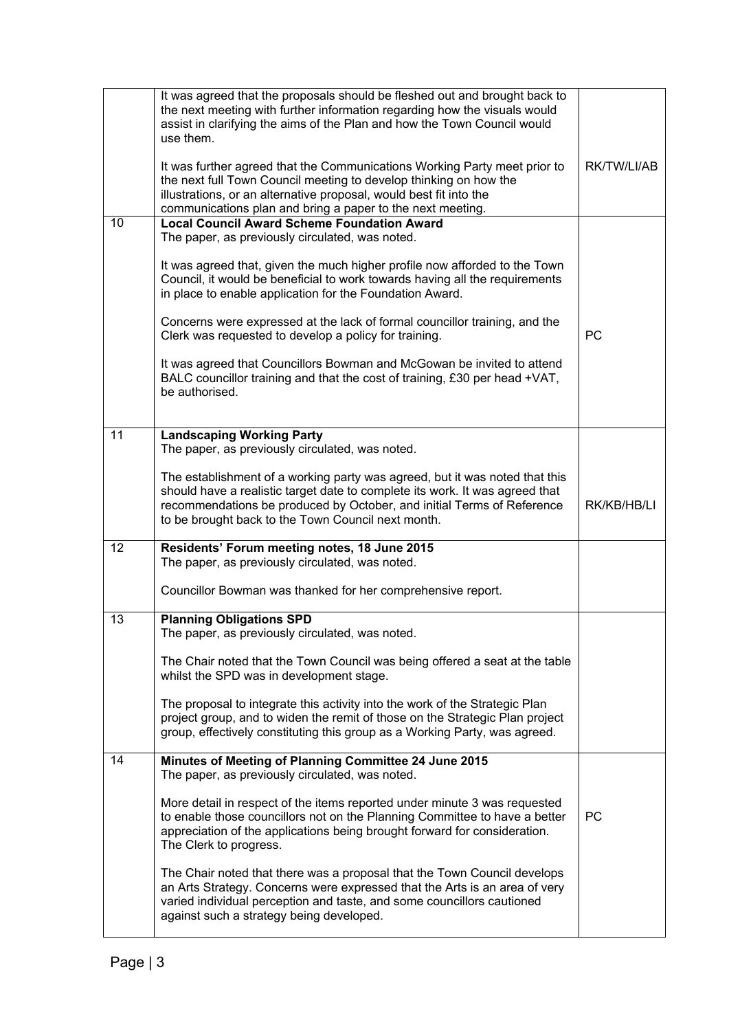| | | |
|---|---|---|
| | It was agreed that the proposals should be fleshed out and brought back to the next meeting with further information regarding how the visuals would assist in clarifying the aims of the Plan and how the Town Council would use them.<br><br>It was further agreed that the Communications Working Party meet prior to the next full Town Council meeting to develop thinking on how the illustrations, or an alternative proposal, would best fit into the communications plan and bring a paper to the next meeting. | RK/TW/LI/AB |
| 10 | **Local Council Award Scheme Foundation Award**<br>The paper, as previously circulated, was noted.<br><br>It was agreed that, given the much higher profile now afforded to the Town Council, it would be beneficial to work towards having all the requirements in place to enable application for the Foundation Award.<br><br>Concerns were expressed at the lack of formal councillor training, and the Clerk was requested to develop a policy for training.<br><br>It was agreed that Councillors Bowman and McGowan be invited to attend BALC councillor training and that the cost of training, £30 per head +VAT, be authorised. | PC |
| 11 | **Landscaping Working Party**<br>The paper, as previously circulated, was noted.<br><br>The establishment of a working party was agreed, but it was noted that this should have a realistic target date to complete its work. It was agreed that recommendations be produced by October, and initial Terms of Reference to be brought back to the Town Council next month. | RK/KB/HB/LI |
| 12 | **Residents' Forum meeting notes, 18 June 2015**<br>The paper, as previously circulated, was noted.<br><br>Councillor Bowman was thanked for her comprehensive report. | |
| 13 | **Planning Obligations SPD**<br>The paper, as previously circulated, was noted.<br><br>The Chair noted that the Town Council was being offered a seat at the table whilst the SPD was in development stage.<br><br>The proposal to integrate this activity into the work of the Strategic Plan project group, and to widen the remit of those on the Strategic Plan project group, effectively constituting this group as a Working Party, was agreed. | |
| 14 | **Minutes of Meeting of Planning Committee 24 June 2015**<br>The paper, as previously circulated, was noted.<br><br>More detail in respect of the items reported under minute 3 was requested to enable those councillors not on the Planning Committee to have a better appreciation of the applications being brought forward for consideration. The Clerk to progress.<br><br>The Chair noted that there was a proposal that the Town Council develops an Arts Strategy. Concerns were expressed that the Arts is an area of very varied individual perception and taste, and some councillors cautioned against such a strategy being developed. | PC |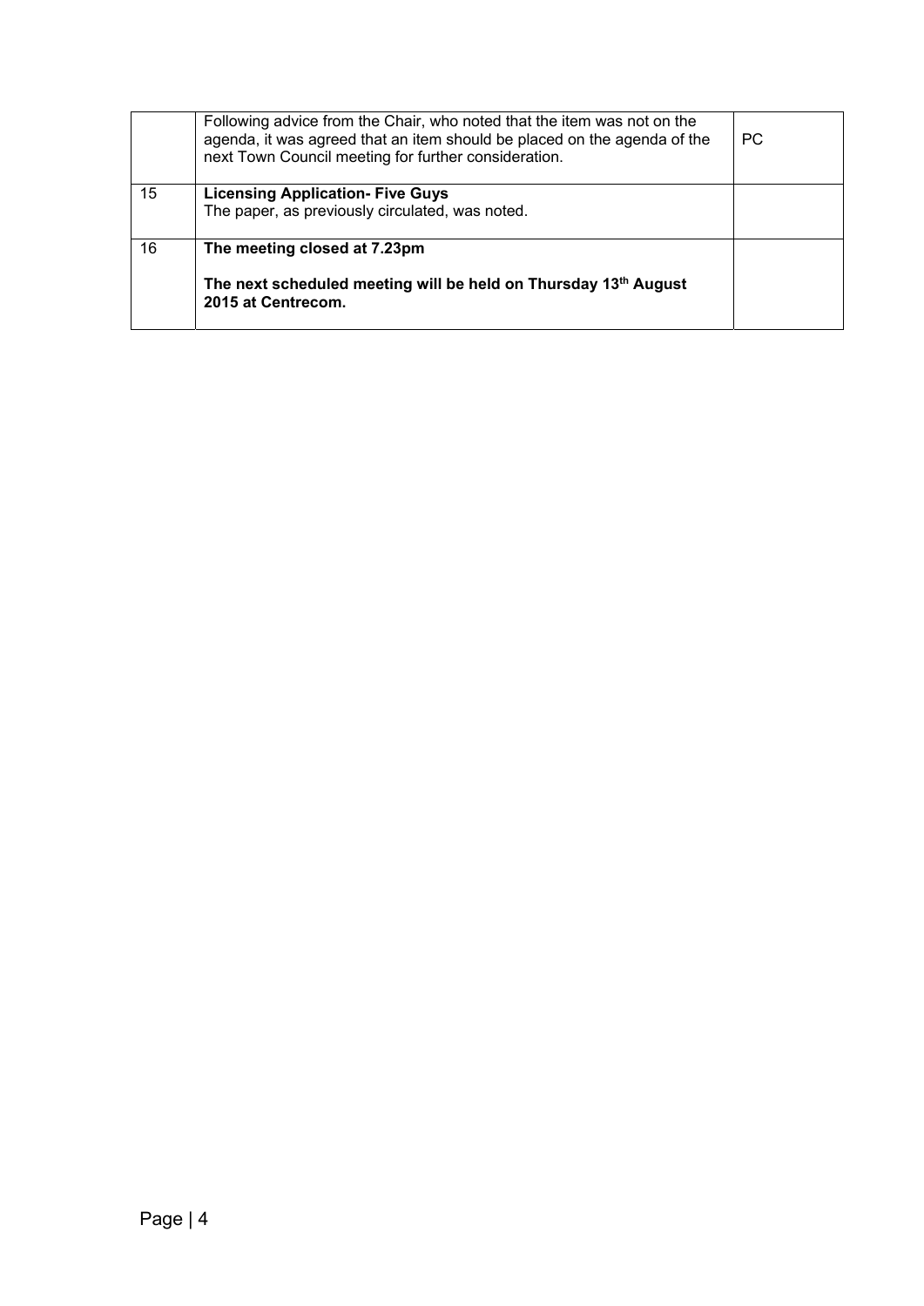| | | |
|---|---|---|
| | Following advice from the Chair, who noted that the item was not on the agenda, it was agreed that an item should be placed on the agenda of the next Town Council meeting for further consideration. | PC |
| 15 | **Licensing Application- Five Guys**<br>The paper, as previously circulated, was noted. | |
| 16 | **The meeting closed at 7.23pm**<br><br>**The next scheduled meeting will be held on Thursday 13th August 2015 at Centrecom.** | |